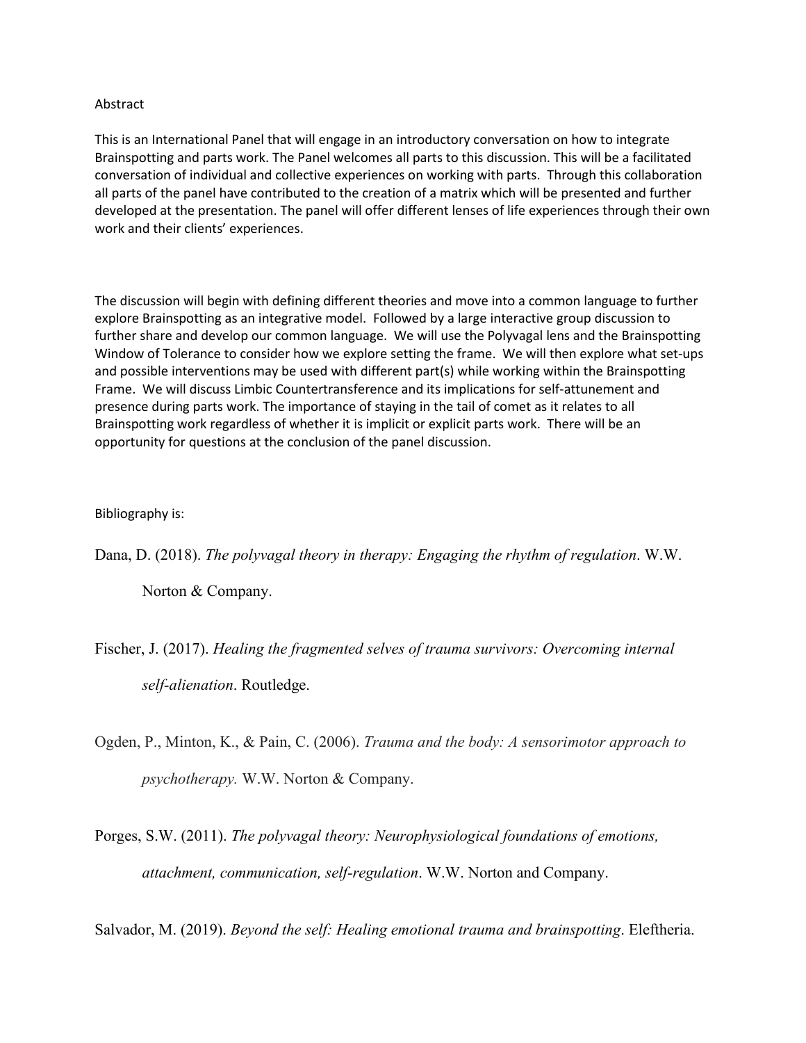Abstract

This is an International Panel that will engage in an introductory conversation on how to integrate Brainspotting and parts work. The Panel welcomes all parts to this discussion. This will be a facilitated conversation of individual and collective experiences on working with parts. Through this collaboration all parts of the panel have contributed to the creation of a matrix which will be presented and further developed at the presentation. The panel will offer different lenses of life experiences through their own work and their clients' experiences.

The discussion will begin with defining different theories and move into a common language to further explore Brainspotting as an integrative model. Followed by a large interactive group discussion to further share and develop our common language. We will use the Polyvagal lens and the Brainspotting Window of Tolerance to consider how we explore setting the frame. We will then explore what set-ups and possible interventions may be used with different part(s) while working within the Brainspotting Frame. We will discuss Limbic Countertransference and its implications for self-attunement and presence during parts work. The importance of staying in the tail of comet as it relates to all Brainspotting work regardless of whether it is implicit or explicit parts work. There will be an opportunity for questions at the conclusion of the panel discussion.

Bibliography is:

Dana, D. (2018). *The polyvagal theory in therapy: Engaging the rhythm of regulation*. W.W. Norton & Company.

Fischer, J. (2017). *Healing the fragmented selves of trauma survivors: Overcoming internal self-alienation*. Routledge.

Ogden, P., Minton, K., & Pain, C. (2006). *Trauma and the body: A sensorimotor approach to psychotherapy.* W.W. Norton & Company.

Porges, S.W. (2011). *The polyvagal theory: Neurophysiological foundations of emotions, attachment, communication, self-regulation*. W.W. Norton and Company.

Salvador, M. (2019). *Beyond the self: Healing emotional trauma and brainspotting*. Eleftheria.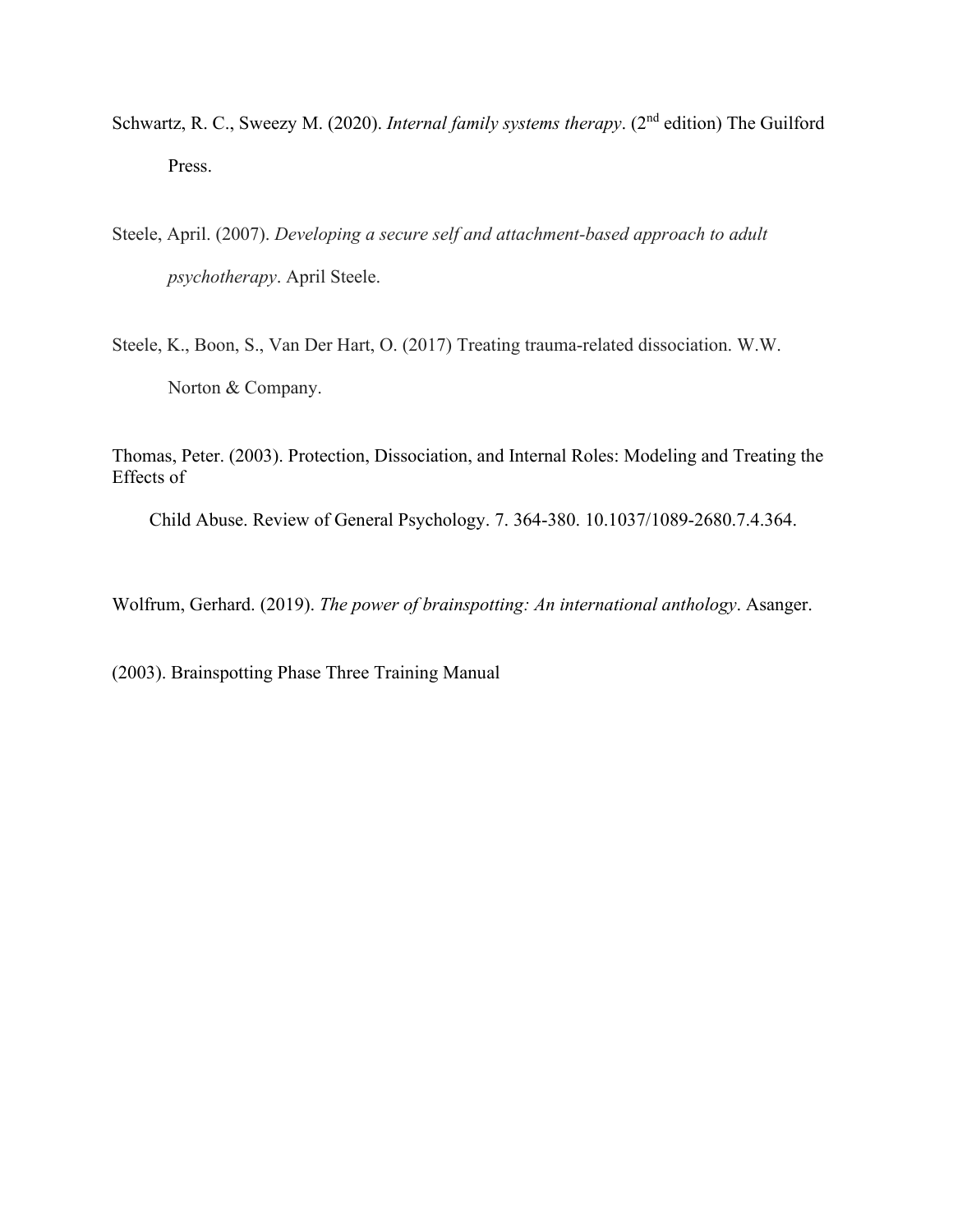Schwartz, R. C., Sweezy M. (2020). *Internal family systems therapy*. (2[nd] edition) The Guilford Press.

Steele, April. (2007). *Developing a secure self and attachment-based approach to adult psychotherapy*. April Steele.

Steele, K., Boon, S., Van Der Hart, O. (2017) Treating trauma-related dissociation. W.W. Norton & Company.

Thomas, Peter. (2003). Protection, Dissociation, and Internal Roles: Modeling and Treating the Effects of Child Abuse. Review of General Psychology. 7. 364-380. 10.1037/1089-2680.7.4.364.

Wolfrum, Gerhard. (2019). *The power of brainspotting: An international anthology*. Asanger.

(2003). Brainspotting Phase Three Training Manual